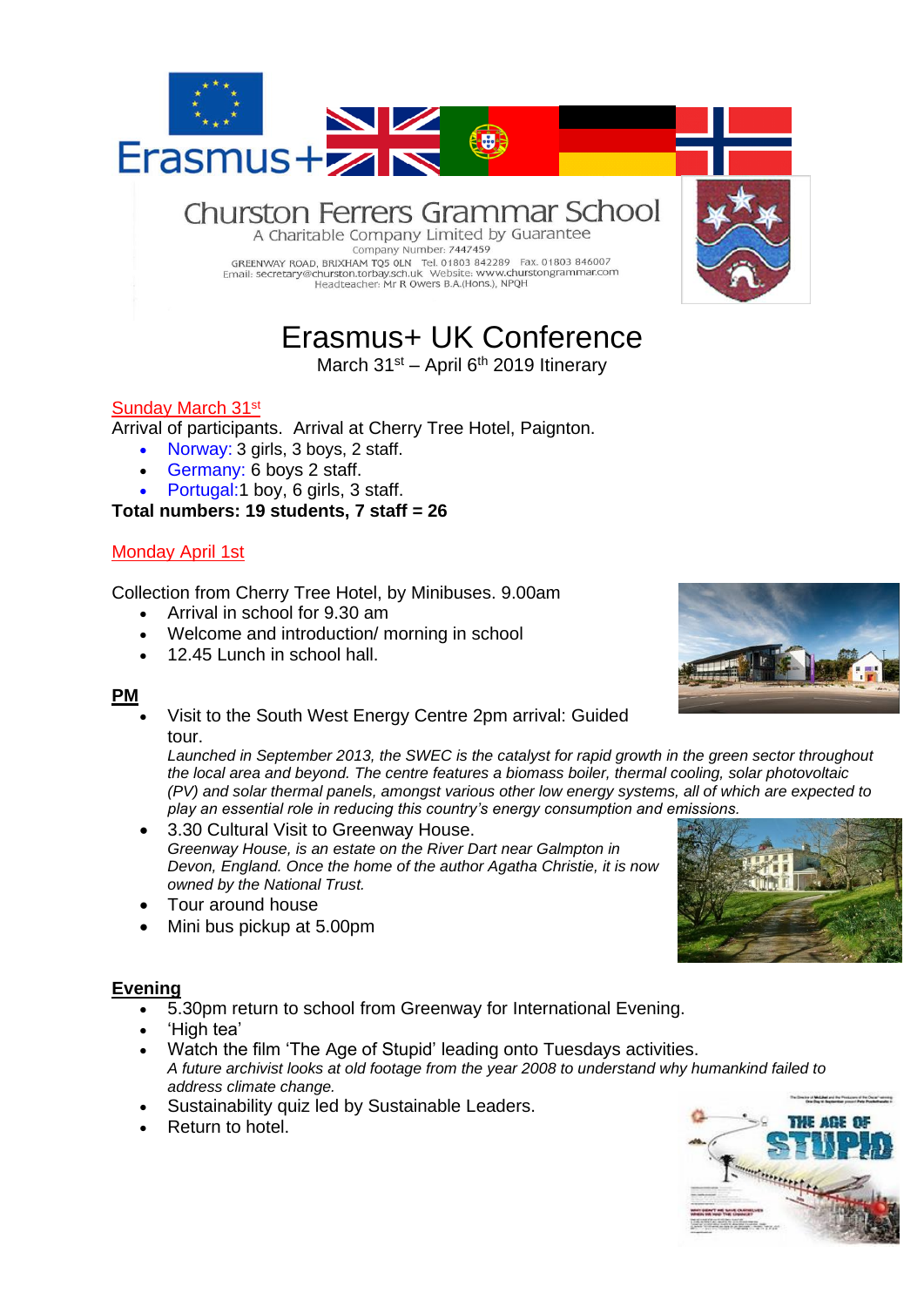Erasmus+

# Churston Ferrers Grammar School

A Charitable Company Limited by Guarantee

Company Number: 7447459

GREENWAY ROAD, BRIXHAM TQ5 0LN Tel. 01803 842289 Fax. 01803 846007
Email: secretary@churston.torbay.sch.uk Website: www.churstongrammar.com
Headteacher: Mr R Owers B.A.(Hons.), NPQH

# Erasmus+ UK Conference

March 31st – April 6th 2019 Itinerary

## Sunday March 31st

Arrival of participants. Arrival at Cherry Tree Hotel, Paignton.

- Norway: 3 girls, 3 boys, 2 staff.
- Germany: 6 boys 2 staff.
- Portugal:1 boy, 6 girls, 3 staff.

**Total numbers: 19 students, 7 staff = 26**

## Monday April 1st

Collection from Cherry Tree Hotel, by Minibuses. 9.00am

- Arrival in school for 9.30 am
- Welcome and introduction/ morning in school
- 12.45 Lunch in school hall.

### PM

- Visit to the South West Energy Centre 2pm arrival: Guided tour.
  *Launched in September 2013, the SWEC is the catalyst for rapid growth in the green sector throughout the local area and beyond. The centre features a biomass boiler, thermal cooling, solar photovoltaic (PV) and solar thermal panels, amongst various other low energy systems, all of which are expected to play an essential role in reducing this country's energy consumption and emissions.*
- 3.30 Cultural Visit to Greenway House.
  *Greenway House, is an estate on the River Dart near Galmpton in Devon, England. Once the home of the author Agatha Christie, it is now owned by the National Trust.*
- Tour around house
- Mini bus pickup at 5.00pm

### Evening

- 5.30pm return to school from Greenway for International Evening.
- 'High tea'
- Watch the film 'The Age of Stupid' leading onto Tuesdays activities.
  *A future archivist looks at old footage from the year 2008 to understand why humankind failed to address climate change.*
- Sustainability quiz led by Sustainable Leaders.
- Return to hotel.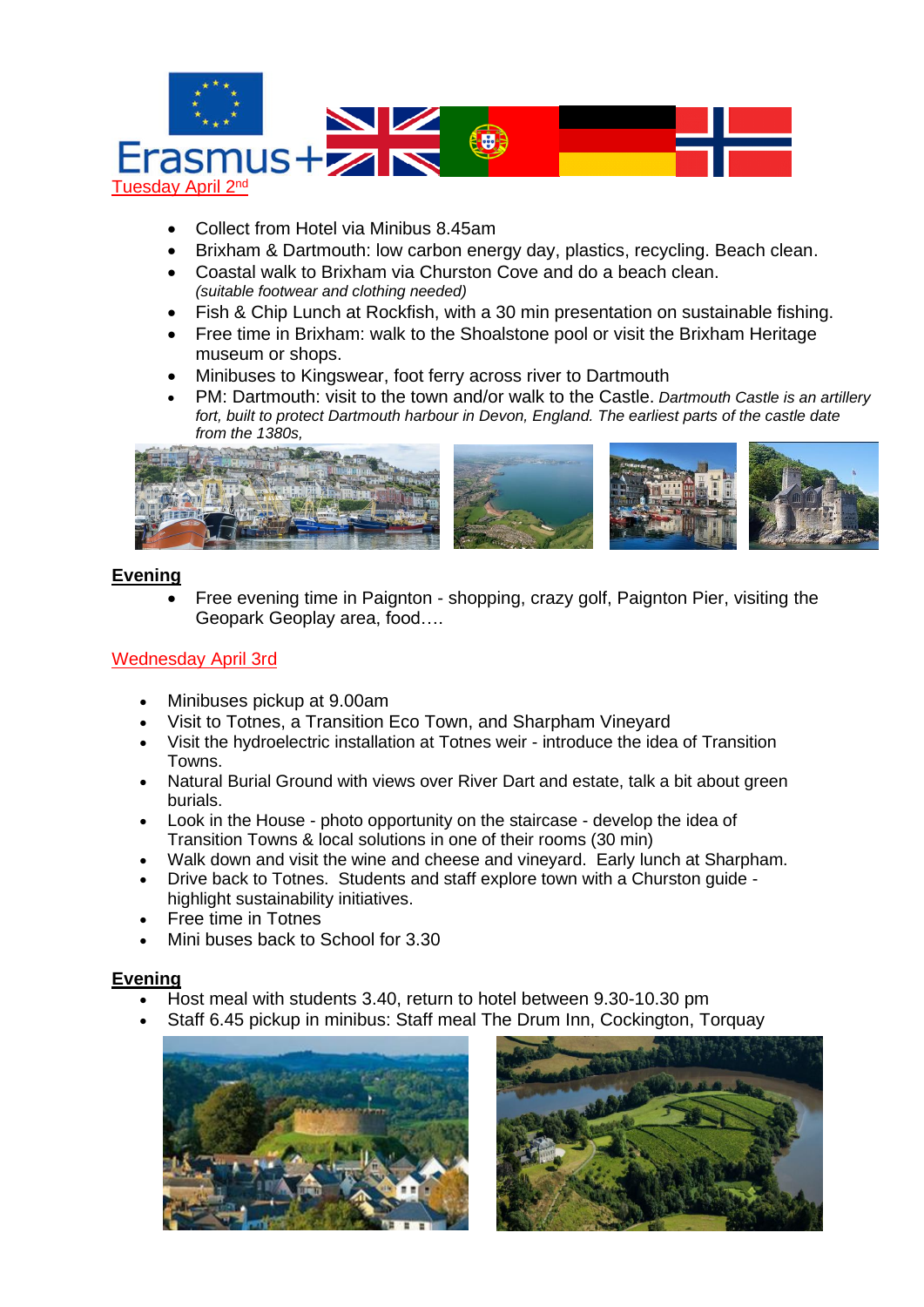Tuesday April 2nd

- Collect from Hotel via Minibus 8.45am
- Brixham & Dartmouth: low carbon energy day, plastics, recycling. Beach clean.
- Coastal walk to Brixham via Churston Cove and do a beach clean.
  *(suitable footwear and clothing needed)*
- Fish & Chip Lunch at Rockfish, with a 30 min presentation on sustainable fishing.
- Free time in Brixham: walk to the Shoalstone pool or visit the Brixham Heritage museum or shops.
- Minibuses to Kingswear, foot ferry across river to Dartmouth
- PM: Dartmouth: visit to the town and/or walk to the Castle. *Dartmouth Castle is an artillery fort, built to protect Dartmouth harbour in Devon, England. The earliest parts of the castle date from the 1380s,*

**Evening**

- Free evening time in Paignton - shopping, crazy golf, Paignton Pier, visiting the Geopark Geoplay area, food….

Wednesday April 3rd

- Minibuses pickup at 9.00am
- Visit to Totnes, a Transition Eco Town, and Sharpham Vineyard
- Visit the hydroelectric installation at Totnes weir - introduce the idea of Transition Towns.
- Natural Burial Ground with views over River Dart and estate, talk a bit about green burials.
- Look in the House - photo opportunity on the staircase - develop the idea of Transition Towns & local solutions in one of their rooms (30 min)
- Walk down and visit the wine and cheese and vineyard. Early lunch at Sharpham.
- Drive back to Totnes. Students and staff explore town with a Churston guide - highlight sustainability initiatives.
- Free time in Totnes
- Mini buses back to School for 3.30

**Evening**

- Host meal with students 3.40, return to hotel between 9.30-10.30 pm
- Staff 6.45 pickup in minibus: Staff meal The Drum Inn, Cockington, Torquay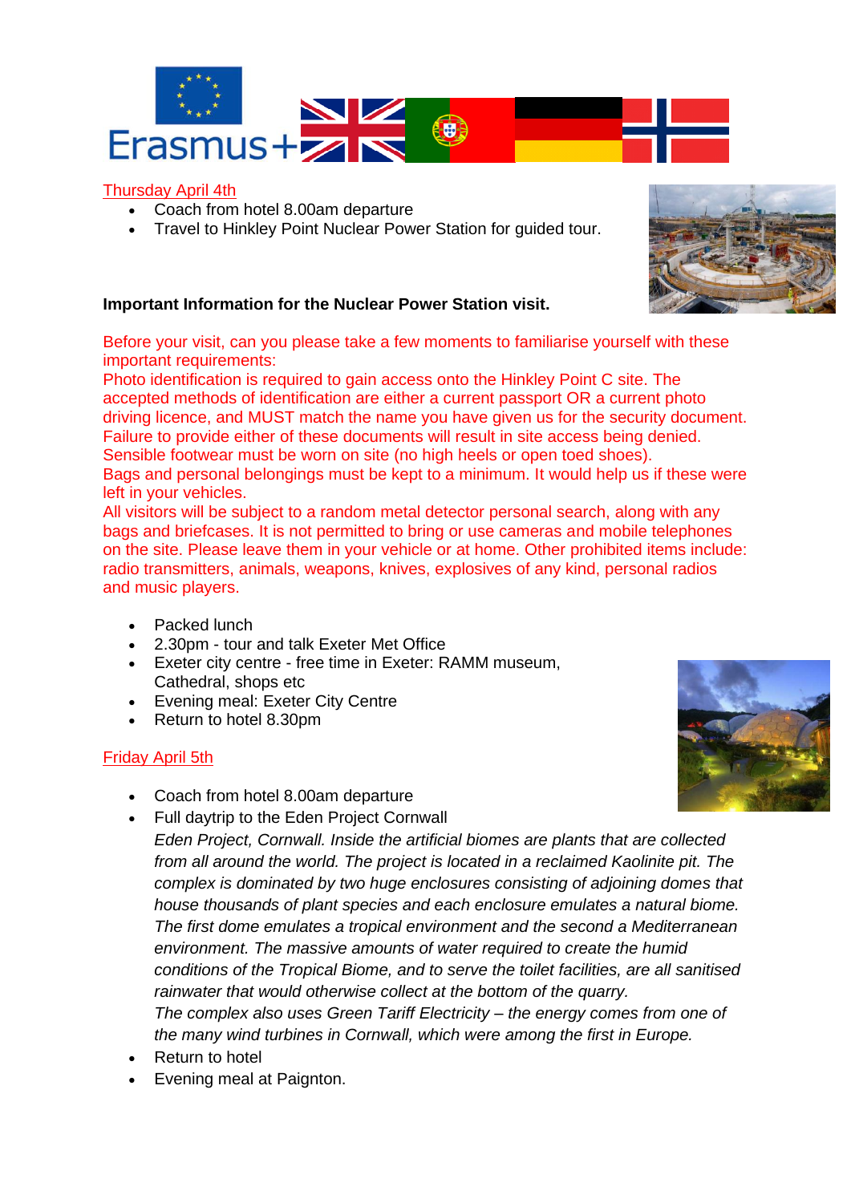Thursday April 4th

- Coach from hotel 8.00am departure
- Travel to Hinkley Point Nuclear Power Station for guided tour.

**Important Information for the Nuclear Power Station visit.**

Before your visit, can you please take a few moments to familiarise yourself with these important requirements:
Photo identification is required to gain access onto the Hinkley Point C site. The accepted methods of identification are either a current passport OR a current photo driving licence, and MUST match the name you have given us for the security document. Failure to provide either of these documents will result in site access being denied.
Sensible footwear must be worn on site (no high heels or open toed shoes).
Bags and personal belongings must be kept to a minimum. It would help us if these were left in your vehicles.
All visitors will be subject to a random metal detector personal search, along with any bags and briefcases. It is not permitted to bring or use cameras and mobile telephones on the site. Please leave them in your vehicle or at home. Other prohibited items include: radio transmitters, animals, weapons, knives, explosives of any kind, personal radios and music players.

- Packed lunch
- 2.30pm - tour and talk Exeter Met Office
- Exeter city centre - free time in Exeter: RAMM museum, Cathedral, shops etc
- Evening meal: Exeter City Centre
- Return to hotel 8.30pm

Friday April 5th

- Coach from hotel 8.00am departure
- Full daytrip to the Eden Project Cornwall
  *Eden Project, Cornwall. Inside the artificial biomes are plants that are collected from all around the world. The project is located in a reclaimed Kaolinite pit. The complex is dominated by two huge enclosures consisting of adjoining domes that house thousands of plant species and each enclosure emulates a natural biome. The first dome emulates a tropical environment and the second a Mediterranean environment. The massive amounts of water required to create the humid conditions of the Tropical Biome, and to serve the toilet facilities, are all sanitised rainwater that would otherwise collect at the bottom of the quarry.*
  *The complex also uses Green Tariff Electricity – the energy comes from one of the many wind turbines in Cornwall, which were among the first in Europe.*
- Return to hotel
- Evening meal at Paignton.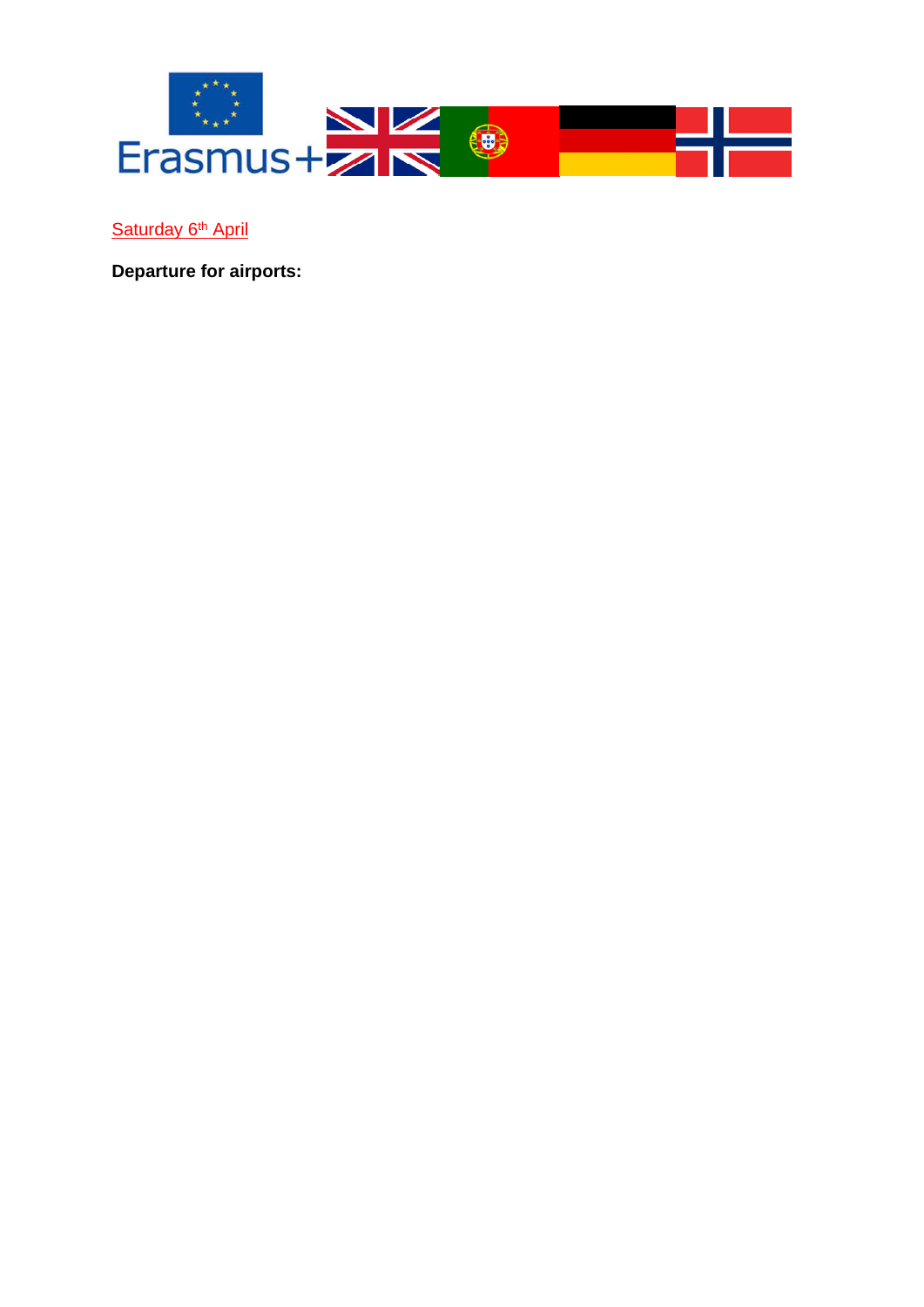Erasmus+

Saturday 6th April

**Departure for airports:**